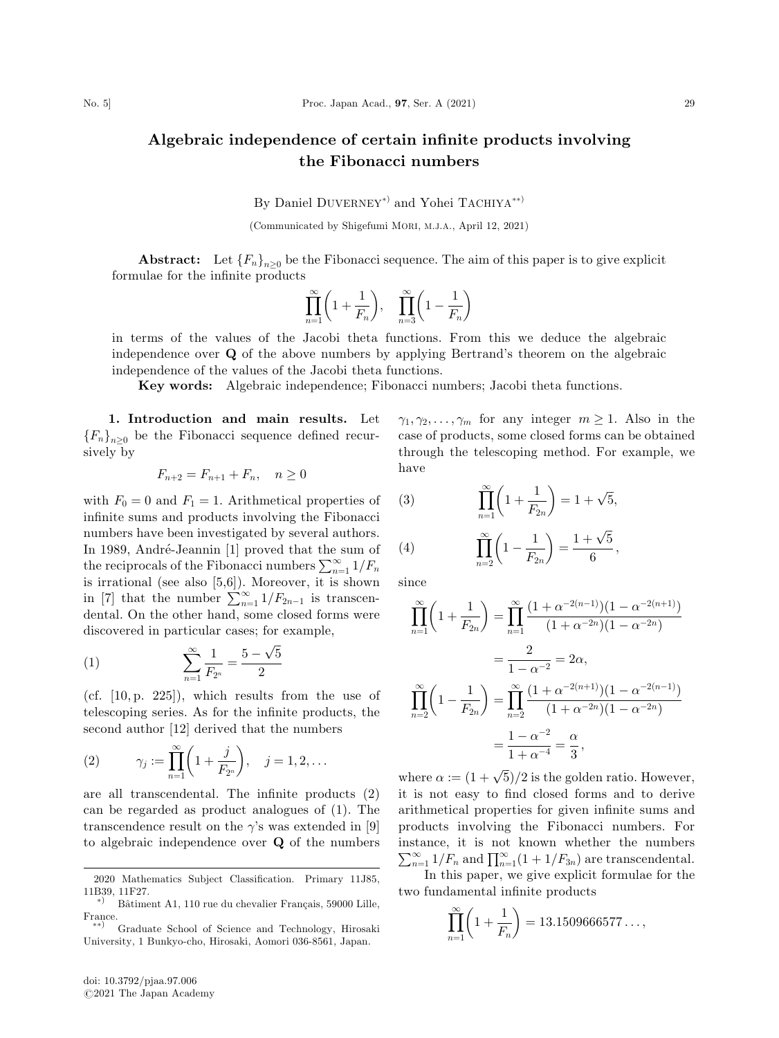# Algebraic independence of certain infinite products involving the Fibonacci numbers

By Daniel DUVERNEY*) and Yohei TACHIYA**)

(Communicated by Shigefumi MORI, M.J.A., April 12, 2021)

**Abstract:** Let $\{F_n\}_{n\geq 0}$ be the Fibonacci sequence. The aim of this paper is to give explicit formulae for the infinite products

$$\prod_{n=1}^{\infty}\left(1+\frac{1}{F_n}\right), \quad \prod_{n=3}^{\infty}\left(1-\frac{1}{F_n}\right)$$

in terms of the values of the Jacobi theta functions. From this we deduce the algebraic independence over $\mathbf{Q}$ of the above numbers by applying Bertrand's theorem on the algebraic independence of the values of the Jacobi theta functions.

**Key words:** Algebraic independence; Fibonacci numbers; Jacobi theta functions.

**1. Introduction and main results.** Let $\{F_n\}_{n\geq 0}$ be the Fibonacci sequence defined recursively by

$$F_{n+2} = F_{n+1} + F_n, \quad n \geq 0$$

with $F_0 = 0$ and $F_1 = 1$. Arithmetical properties of infinite sums and products involving the Fibonacci numbers have been investigated by several authors. In 1989, André-Jeannin [1] proved that the sum of the reciprocals of the Fibonacci numbers $\sum_{n=1}^{\infty} 1/F_n$ is irrational (see also [5,6]). Moreover, it is shown in [7] that the number $\sum_{n=1}^{\infty} 1/F_{2n-1}$ is transcendental. On the other hand, some closed forms were discovered in particular cases; for example,

$$\sum_{n=1}^{\infty} \frac{1}{F_{2^n}} = \frac{5-\sqrt{5}}{2} \tag{1}$$

(cf. [10, p. 225]), which results from the use of telescoping series. As for the infinite products, the second author [12] derived that the numbers

$$\gamma_j := \prod_{n=1}^{\infty}\left(1+\frac{j}{F_{2^n}}\right), \quad j = 1, 2, \ldots \tag{2}$$

are all transcendental. The infinite products (2) can be regarded as product analogues of (1). The transcendence result on the $\gamma$'s was extended in [9] to algebraic independence over $\mathbf{Q}$ of the numbers $\gamma_1, \gamma_2, \ldots, \gamma_m$ for any integer $m \geq 1$. Also in the case of products, some closed forms can be obtained through the telescoping method. For example, we have

$$\prod_{n=1}^{\infty}\left(1+\frac{1}{F_{2n}}\right) = 1+\sqrt{5}, \tag{3}$$

$$\prod_{n=2}^{\infty}\left(1-\frac{1}{F_{2n}}\right) = \frac{1+\sqrt{5}}{6}, \tag{4}$$

since

$$\begin{aligned}
\prod_{n=1}^{\infty}\left(1+\frac{1}{F_{2n}}\right) &= \prod_{n=1}^{\infty} \frac{(1+\alpha^{-2(n-1)})(1-\alpha^{-2(n+1)})}{(1+\alpha^{-2n})(1-\alpha^{-2n})} \\
&= \frac{2}{1-\alpha^{-2}} = 2\alpha, \\
\prod_{n=2}^{\infty}\left(1-\frac{1}{F_{2n}}\right) &= \prod_{n=2}^{\infty} \frac{(1+\alpha^{-2(n+1)})(1-\alpha^{-2(n-1)})}{(1+\alpha^{-2n})(1-\alpha^{-2n})} \\
&= \frac{1-\alpha^{-2}}{1+\alpha^{-4}} = \frac{\alpha}{3},
\end{aligned}$$

where $\alpha := (1+\sqrt{5})/2$ is the golden ratio. However, it is not easy to find closed forms and to derive arithmetical properties for given infinite sums and products involving the Fibonacci numbers. For instance, it is not known whether the numbers $\sum_{n=1}^{\infty} 1/F_n$ and $\prod_{n=1}^{\infty}(1+1/F_{3n})$ are transcendental.

In this paper, we give explicit formulae for the two fundamental infinite products

$$\prod_{n=1}^{\infty}\left(1+\frac{1}{F_n}\right) = 13.1509666577\ldots,$$

---

2020 Mathematics Subject Classification. Primary 11J85, 11B39, 11F27.

*) Bâtiment A1, 110 rue du chevalier Français, 59000 Lille, France.

**) Graduate School of Science and Technology, Hirosaki University, 1 Bunkyo-cho, Hirosaki, Aomori 036-8561, Japan.

doi: 10.3792/pjaa.97.006
©2021 The Japan Academy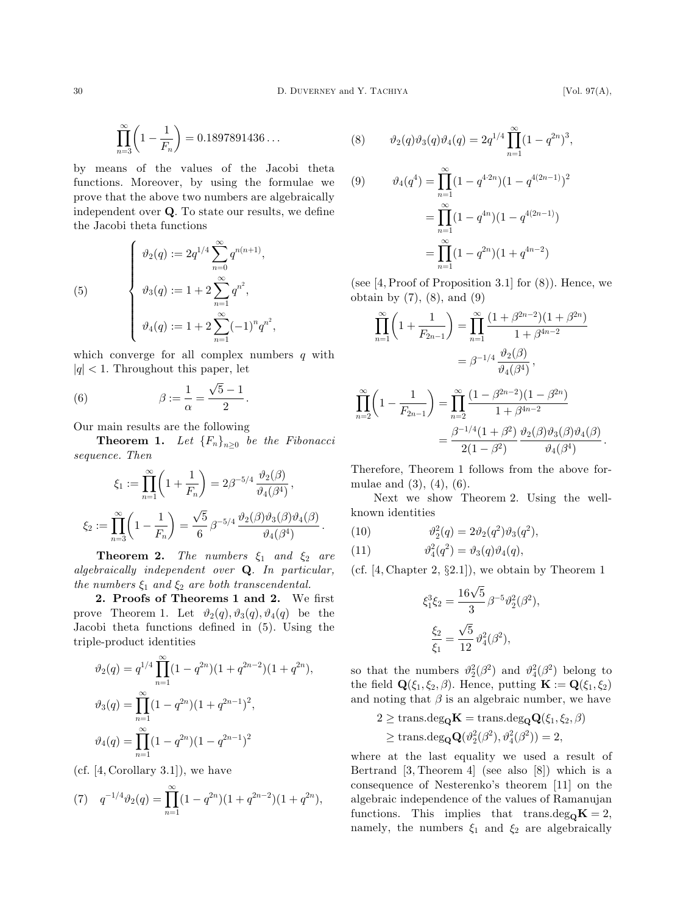$$\prod_{n=3}^{\infty}\left(1-\frac{1}{F_n}\right)=0.1897891436\ldots$$

by means of the values of the Jacobi theta functions. Moreover, by using the formulae we prove that the above two numbers are algebraically independent over $\mathbf{Q}$. To state our results, we define the Jacobi theta functions

$$(5)\qquad \begin{cases} \vartheta_2(q):=2q^{1/4}\displaystyle\sum_{n=0}^{\infty}q^{n(n+1)}, \\ \vartheta_3(q):=1+2\displaystyle\sum_{n=1}^{\infty}q^{n^2}, \\ \vartheta_4(q):=1+2\displaystyle\sum_{n=1}^{\infty}(-1)^n q^{n^2}, \end{cases}$$

which converge for all complex numbers $q$ with $|q|<1$. Throughout this paper, let

$$(6)\qquad \beta:=\frac{1}{\alpha}=\frac{\sqrt{5}-1}{2}.$$

Our main results are the following

**Theorem 1.** *Let $\{F_n\}_{n\geq 0}$ be the Fibonacci sequence. Then*

$$\xi_1:=\prod_{n=1}^{\infty}\left(1+\frac{1}{F_n}\right)=2\beta^{-5/4}\frac{\vartheta_2(\beta)}{\vartheta_4(\beta^4)},$$

$$\xi_2:=\prod_{n=3}^{\infty}\left(1-\frac{1}{F_n}\right)=\frac{\sqrt{5}}{6}\beta^{-5/4}\frac{\vartheta_2(\beta)\vartheta_3(\beta)\vartheta_4(\beta)}{\vartheta_4(\beta^4)}.$$

**Theorem 2.** *The numbers $\xi_1$ and $\xi_2$ are algebraically independent over $\mathbf{Q}$. In particular, the numbers $\xi_1$ and $\xi_2$ are both transcendental.*

## 2. Proofs of Theorems 1 and 2.

We first prove Theorem 1. Let $\vartheta_2(q), \vartheta_3(q), \vartheta_4(q)$ be the Jacobi theta functions defined in (5). Using the triple-product identities

$$\vartheta_2(q)=q^{1/4}\prod_{n=1}^{\infty}(1-q^{2n})(1+q^{2n-2})(1+q^{2n}),$$

$$\vartheta_3(q)=\prod_{n=1}^{\infty}(1-q^{2n})(1+q^{2n-1})^2,$$

$$\vartheta_4(q)=\prod_{n=1}^{\infty}(1-q^{2n})(1-q^{2n-1})^2$$

(cf. [4, Corollary 3.1]), we have

$$(7)\qquad q^{-1/4}\vartheta_2(q)=\prod_{n=1}^{\infty}(1-q^{2n})(1+q^{2n-2})(1+q^{2n}),$$

$$(8)\qquad \vartheta_2(q)\vartheta_3(q)\vartheta_4(q)=2q^{1/4}\prod_{n=1}^{\infty}(1-q^{2n})^3,$$

$$\begin{aligned}(9)\qquad \vartheta_4(q^4)&=\prod_{n=1}^{\infty}(1-q^{4\cdot 2n})(1-q^{4(2n-1)})^2\\ &=\prod_{n=1}^{\infty}(1-q^{4n})(1-q^{4(2n-1)})\\ &=\prod_{n=1}^{\infty}(1-q^{2n})(1+q^{4n-2})\end{aligned}$$

(see [4, Proof of Proposition 3.1] for (8)). Hence, we obtain by (7), (8), and (9)

$$\prod_{n=1}^{\infty}\left(1+\frac{1}{F_{2n-1}}\right)=\prod_{n=1}^{\infty}\frac{(1+\beta^{2n-2})(1+\beta^{2n})}{1+\beta^{4n-2}}=\beta^{-1/4}\frac{\vartheta_2(\beta)}{\vartheta_4(\beta^4)},$$

$$\prod_{n=2}^{\infty}\left(1-\frac{1}{F_{2n-1}}\right)=\prod_{n=2}^{\infty}\frac{(1-\beta^{2n-2})(1-\beta^{2n})}{1+\beta^{4n-2}}=\frac{\beta^{-1/4}(1+\beta^2)}{2(1-\beta^2)}\frac{\vartheta_2(\beta)\vartheta_3(\beta)\vartheta_4(\beta)}{\vartheta_4(\beta^4)}.$$

Therefore, Theorem 1 follows from the above formulae and (3), (4), (6).

Next we show Theorem 2. Using the well-known identities

$$(10)\qquad \vartheta_2^2(q)=2\vartheta_2(q^2)\vartheta_3(q^2),$$

$$(11)\qquad \vartheta_4^2(q^2)=\vartheta_3(q)\vartheta_4(q),$$

(cf. [4, Chapter 2, §2.1]), we obtain by Theorem 1

$$\xi_1^3\xi_2=\frac{16\sqrt{5}}{3}\beta^{-5}\vartheta_2^2(\beta^2),$$

$$\frac{\xi_2}{\xi_1}=\frac{\sqrt{5}}{12}\vartheta_4^2(\beta^2),$$

so that the numbers $\vartheta_2^2(\beta^2)$ and $\vartheta_4^2(\beta^2)$ belong to the field $\mathbf{Q}(\xi_1,\xi_2,\beta)$. Hence, putting $\mathbf{K}:=\mathbf{Q}(\xi_1,\xi_2)$ and noting that $\beta$ is an algebraic number, we have

$$\begin{aligned}2&\geq \operatorname{trans.deg}_{\mathbf{Q}}\mathbf{K}=\operatorname{trans.deg}_{\mathbf{Q}}\mathbf{Q}(\xi_1,\xi_2,\beta)\\ &\geq \operatorname{trans.deg}_{\mathbf{Q}}\mathbf{Q}(\vartheta_2^2(\beta^2),\vartheta_4^2(\beta^2))=2,\end{aligned}$$

where at the last equality we used a result of Bertrand [3, Theorem 4] (see also [8]) which is a consequence of Nesterenko's theorem [11] on the algebraic independence of the values of Ramanujan functions. This implies that $\operatorname{trans.deg}_{\mathbf{Q}}\mathbf{K}=2$, namely, the numbers $\xi_1$ and $\xi_2$ are algebraically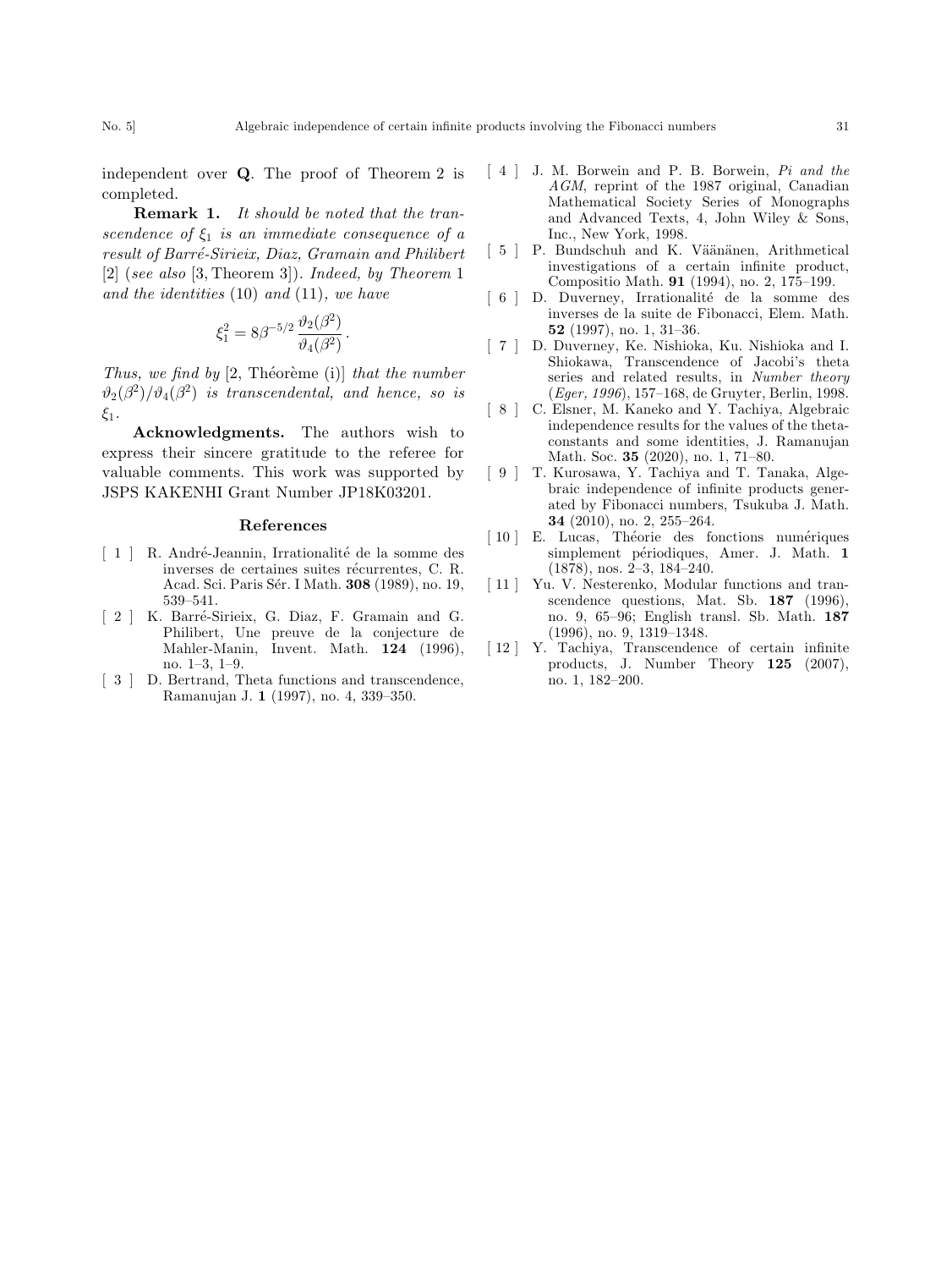independent over $\mathbf{Q}$. The proof of Theorem 2 is completed.

**Remark 1.** *It should be noted that the transcendence of* $\xi_1$ *is an immediate consequence of a result of Barré-Sirieix, Diaz, Gramain and Philibert* [2] (*see also* [3, Theorem 3]). *Indeed, by Theorem* 1 *and the identities* (10) *and* (11)*, we have*

$$\xi_1^2 = 8\beta^{-5/2}\,\frac{\vartheta_2(\beta^2)}{\vartheta_4(\beta^2)}.$$

*Thus, we find by* [2, Théorème (i)] *that the number* $\vartheta_2(\beta^2)/\vartheta_4(\beta^2)$ *is transcendental, and hence, so is* $\xi_1$.

**Acknowledgments.** The authors wish to express their sincere gratitude to the referee for valuable comments. This work was supported by JSPS KAKENHI Grant Number JP18K03201.

## References

[ 1 ] R. André-Jeannin, Irrationalité de la somme des inverses de certaines suites récurrentes, C. R. Acad. Sci. Paris Sér. I Math. **308** (1989), no. 19, 539–541.

[ 2 ] K. Barré-Sirieix, G. Diaz, F. Gramain and G. Philibert, Une preuve de la conjecture de Mahler-Manin, Invent. Math. **124** (1996), no. 1–3, 1–9.

[ 3 ] D. Bertrand, Theta functions and transcendence, Ramanujan J. **1** (1997), no. 4, 339–350.

[ 4 ] J. M. Borwein and P. B. Borwein, *Pi and the AGM*, reprint of the 1987 original, Canadian Mathematical Society Series of Monographs and Advanced Texts, 4, John Wiley & Sons, Inc., New York, 1998.

[ 5 ] P. Bundschuh and K. Väänänen, Arithmetical investigations of a certain infinite product, Compositio Math. **91** (1994), no. 2, 175–199.

[ 6 ] D. Duverney, Irrationalité de la somme des inverses de la suite de Fibonacci, Elem. Math. **52** (1997), no. 1, 31–36.

[ 7 ] D. Duverney, Ke. Nishioka, Ku. Nishioka and I. Shiokawa, Transcendence of Jacobi's theta series and related results, in *Number theory* (*Eger, 1996*), 157–168, de Gruyter, Berlin, 1998.

[ 8 ] C. Elsner, M. Kaneko and Y. Tachiya, Algebraic independence results for the values of the theta-constants and some identities, J. Ramanujan Math. Soc. **35** (2020), no. 1, 71–80.

[ 9 ] T. Kurosawa, Y. Tachiya and T. Tanaka, Algebraic independence of infinite products generated by Fibonacci numbers, Tsukuba J. Math. **34** (2010), no. 2, 255–264.

[ 10 ] E. Lucas, Théorie des fonctions numériques simplement périodiques, Amer. J. Math. **1** (1878), nos. 2–3, 184–240.

[ 11 ] Yu. V. Nesterenko, Modular functions and transcendence questions, Mat. Sb. **187** (1996), no. 9, 65–96; English transl. Sb. Math. **187** (1996), no. 9, 1319–1348.

[ 12 ] Y. Tachiya, Transcendence of certain infinite products, J. Number Theory **125** (2007), no. 1, 182–200.